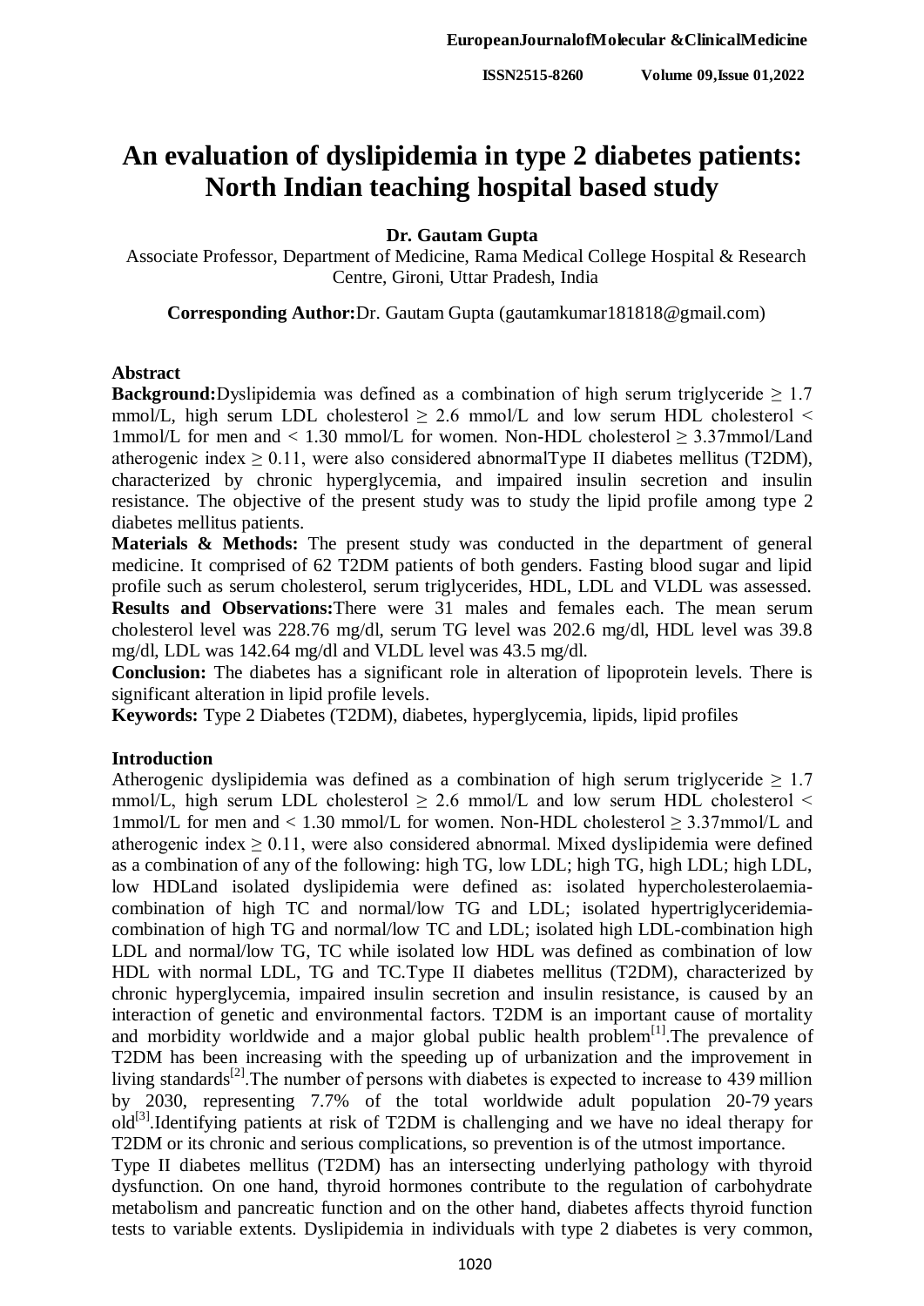# An evaluation of dyslipidemia in type 2 diabetes patients: North Indian teaching hospital based study

**Dr. Gautam Gupta**

Associate Professor, Department of Medicine, Rama Medical College Hospital & Research Centre, Gironi, Uttar Pradesh, India

**Corresponding Author:** Dr. Gautam Gupta (gautamkumar181818@gmail.com)

## Abstract

**Background:** Dyslipidemia was defined as a combination of high serum triglyceride ≥ 1.7 mmol/L, high serum LDL cholesterol ≥ 2.6 mmol/L and low serum HDL cholesterol < 1mmol/L for men and < 1.30 mmol/L for women. Non-HDL cholesterol ≥ 3.37mmol/Land atherogenic index ≥ 0.11, were also considered abnormalType II diabetes mellitus (T2DM), characterized by chronic hyperglycemia, and impaired insulin secretion and insulin resistance. The objective of the present study was to study the lipid profile among type 2 diabetes mellitus patients.

**Materials & Methods:** The present study was conducted in the department of general medicine. It comprised of 62 T2DM patients of both genders. Fasting blood sugar and lipid profile such as serum cholesterol, serum triglycerides, HDL, LDL and VLDL was assessed.

**Results and Observations:** There were 31 males and females each. The mean serum cholesterol level was 228.76 mg/dl, serum TG level was 202.6 mg/dl, HDL level was 39.8 mg/dl, LDL was 142.64 mg/dl and VLDL level was 43.5 mg/dl.

**Conclusion:** The diabetes has a significant role in alteration of lipoprotein levels. There is significant alteration in lipid profile levels.

**Keywords:** Type 2 Diabetes (T2DM), diabetes, hyperglycemia, lipids, lipid profiles

## Introduction

Atherogenic dyslipidemia was defined as a combination of high serum triglyceride ≥ 1.7 mmol/L, high serum LDL cholesterol ≥ 2.6 mmol/L and low serum HDL cholesterol < 1mmol/L for men and < 1.30 mmol/L for women. Non-HDL cholesterol ≥ 3.37mmol/L and atherogenic index ≥ 0.11, were also considered abnormal. Mixed dyslipidemia were defined as a combination of any of the following: high TG, low LDL; high TG, high LDL; high LDL, low HDLand isolated dyslipidemia were defined as: isolated hypercholesterolaemia-combination of high TC and normal/low TG and LDL; isolated hypertriglyceridemia-combination of high TG and normal/low TC and LDL; isolated high LDL-combination high LDL and normal/low TG, TC while isolated low HDL was defined as combination of low HDL with normal LDL, TG and TC.Type II diabetes mellitus (T2DM), characterized by chronic hyperglycemia, impaired insulin secretion and insulin resistance, is caused by an interaction of genetic and environmental factors. T2DM is an important cause of mortality and morbidity worldwide and a major global public health problem[1].The prevalence of T2DM has been increasing with the speeding up of urbanization and the improvement in living standards[2].The number of persons with diabetes is expected to increase to 439 million by 2030, representing 7.7% of the total worldwide adult population 20-79 years old[3].Identifying patients at risk of T2DM is challenging and we have no ideal therapy for T2DM or its chronic and serious complications, so prevention is of the utmost importance.

Type II diabetes mellitus (T2DM) has an intersecting underlying pathology with thyroid dysfunction. On one hand, thyroid hormones contribute to the regulation of carbohydrate metabolism and pancreatic function and on the other hand, diabetes affects thyroid function tests to variable extents. Dyslipidemia in individuals with type 2 diabetes is very common,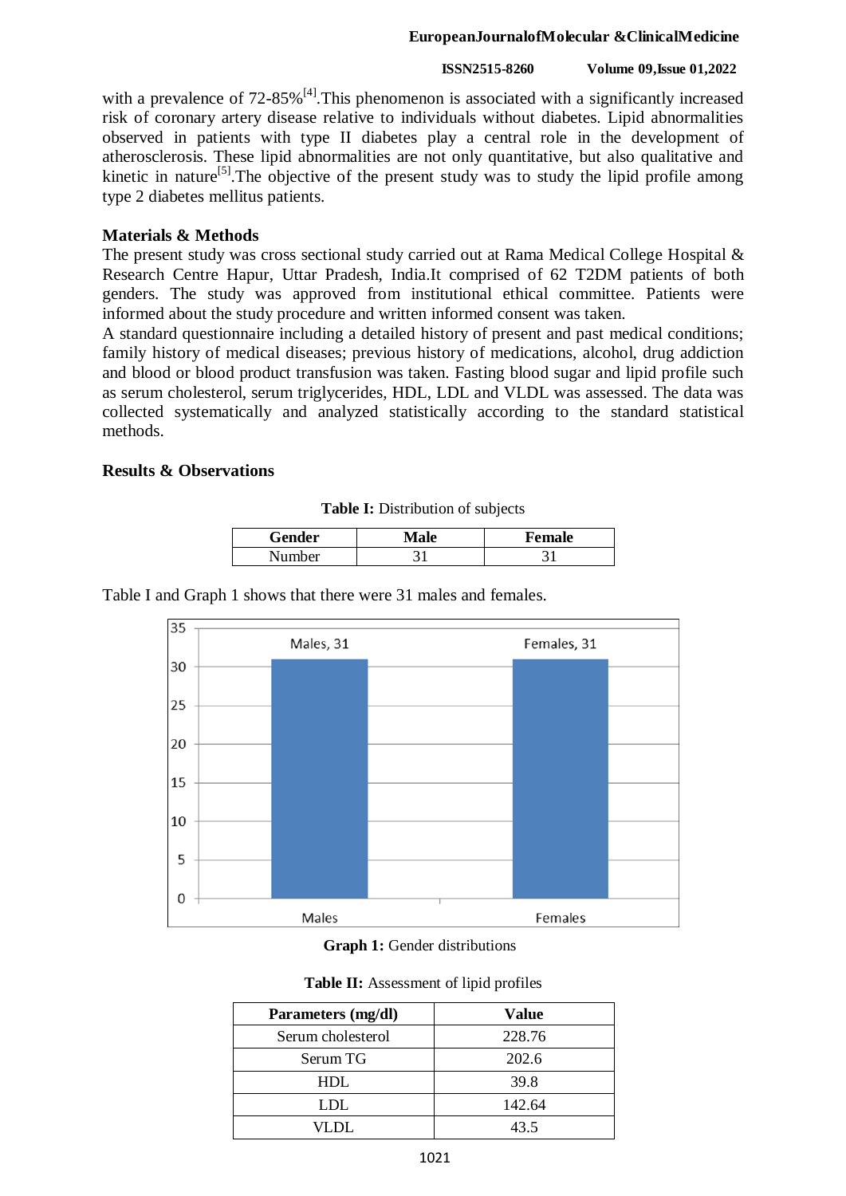with a prevalence of 72-85%[4].This phenomenon is associated with a significantly increased risk of coronary artery disease relative to individuals without diabetes. Lipid abnormalities observed in patients with type II diabetes play a central role in the development of atherosclerosis. These lipid abnormalities are not only quantitative, but also qualitative and kinetic in nature[5].The objective of the present study was to study the lipid profile among type 2 diabetes mellitus patients.

## Materials & Methods

The present study was cross sectional study carried out at Rama Medical College Hospital & Research Centre Hapur, Uttar Pradesh, India.It comprised of 62 T2DM patients of both genders. The study was approved from institutional ethical committee. Patients were informed about the study procedure and written informed consent was taken.

A standard questionnaire including a detailed history of present and past medical conditions; family history of medical diseases; previous history of medications, alcohol, drug addiction and blood or blood product transfusion was taken. Fasting blood sugar and lipid profile such as serum cholesterol, serum triglycerides, HDL, LDL and VLDL was assessed. The data was collected systematically and analyzed statistically according to the standard statistical methods.

## Results & Observations

**Table I:** Distribution of subjects

| Gender | Male | Female |
|---|---|---|
| Number | 31 | 31 |

Table I and Graph 1 shows that there were 31 males and females.

**Graph 1:** Gender distributions

**Table II:** Assessment of lipid profiles

| Parameters (mg/dl) | Value |
|---|---|
| Serum cholesterol | 228.76 |
| Serum TG | 202.6 |
| HDL | 39.8 |
| LDL | 142.64 |
| VLDL | 43.5 |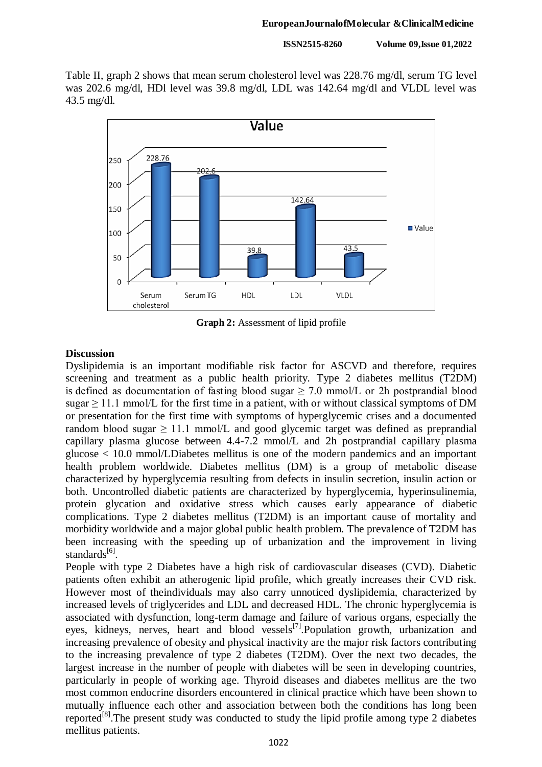Table II, graph 2 shows that mean serum cholesterol level was 228.76 mg/dl, serum TG level was 202.6 mg/dl, HDl level was 39.8 mg/dl, LDL was 142.64 mg/dl and VLDL level was 43.5 mg/dl.

**Graph 2:** Assessment of lipid profile

## Discussion

Dyslipidemia is an important modifiable risk factor for ASCVD and therefore, requires screening and treatment as a public health priority. Type 2 diabetes mellitus (T2DM) is defined as documentation of fasting blood sugar ≥ 7.0 mmol/L or 2h postprandial blood sugar ≥ 11.1 mmol/L for the first time in a patient, with or without classical symptoms of DM or presentation for the first time with symptoms of hyperglycemic crises and a documented random blood sugar ≥ 11.1 mmol/L and good glycemic target was defined as preprandial capillary plasma glucose between 4.4-7.2 mmol/L and 2h postprandial capillary plasma glucose < 10.0 mmol/LDiabetes mellitus is one of the modern pandemics and an important health problem worldwide. Diabetes mellitus (DM) is a group of metabolic disease characterized by hyperglycemia resulting from defects in insulin secretion, insulin action or both. Uncontrolled diabetic patients are characterized by hyperglycemia, hyperinsulinemia, protein glycation and oxidative stress which causes early appearance of diabetic complications. Type 2 diabetes mellitus (T2DM) is an important cause of mortality and morbidity worldwide and a major global public health problem. The prevalence of T2DM has been increasing with the speeding up of urbanization and the improvement in living standards[6].

People with type 2 Diabetes have a high risk of cardiovascular diseases (CVD). Diabetic patients often exhibit an atherogenic lipid profile, which greatly increases their CVD risk. However most of theindividuals may also carry unnoticed dyslipidemia, characterized by increased levels of triglycerides and LDL and decreased HDL. The chronic hyperglycemia is associated with dysfunction, long-term damage and failure of various organs, especially the eyes, kidneys, nerves, heart and blood vessels[7].Population growth, urbanization and increasing prevalence of obesity and physical inactivity are the major risk factors contributing to the increasing prevalence of type 2 diabetes (T2DM). Over the next two decades, the largest increase in the number of people with diabetes will be seen in developing countries, particularly in people of working age. Thyroid diseases and diabetes mellitus are the two most common endocrine disorders encountered in clinical practice which have been shown to mutually influence each other and association between both the conditions has long been reported[8].The present study was conducted to study the lipid profile among type 2 diabetes mellitus patients.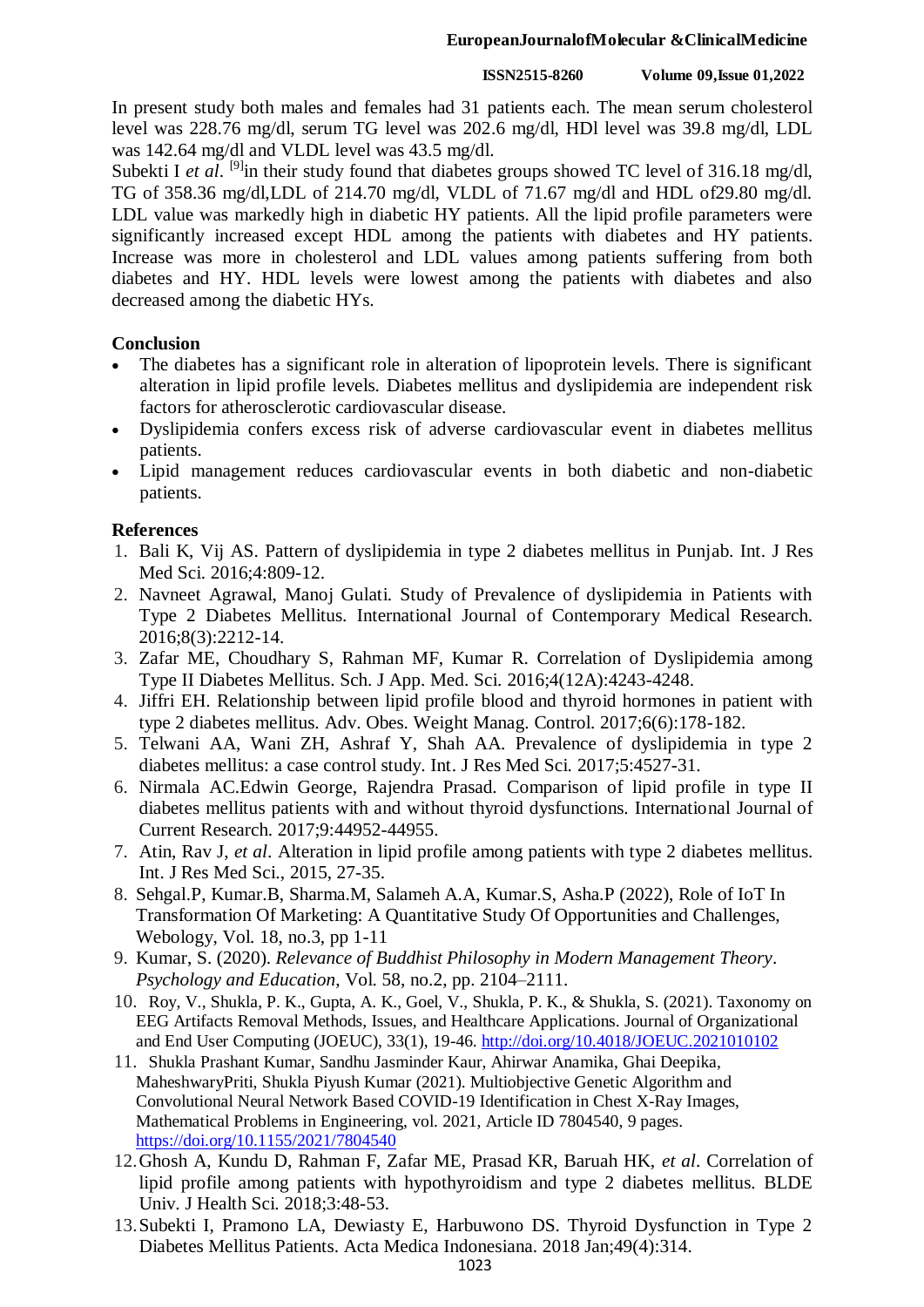In present study both males and females had 31 patients each. The mean serum cholesterol level was 228.76 mg/dl, serum TG level was 202.6 mg/dl, HDl level was 39.8 mg/dl, LDL was 142.64 mg/dl and VLDL level was 43.5 mg/dl.

Subekti I *et al*. [9]in their study found that diabetes groups showed TC level of 316.18 mg/dl, TG of 358.36 mg/dl,LDL of 214.70 mg/dl, VLDL of 71.67 mg/dl and HDL of29.80 mg/dl. LDL value was markedly high in diabetic HY patients. All the lipid profile parameters were significantly increased except HDL among the patients with diabetes and HY patients. Increase was more in cholesterol and LDL values among patients suffering from both diabetes and HY. HDL levels were lowest among the patients with diabetes and also decreased among the diabetic HYs.

## Conclusion

- The diabetes has a significant role in alteration of lipoprotein levels. There is significant alteration in lipid profile levels. Diabetes mellitus and dyslipidemia are independent risk factors for atherosclerotic cardiovascular disease.
- Dyslipidemia confers excess risk of adverse cardiovascular event in diabetes mellitus patients.
- Lipid management reduces cardiovascular events in both diabetic and non-diabetic patients.

## References

1. Bali K, Vij AS. Pattern of dyslipidemia in type 2 diabetes mellitus in Punjab. Int. J Res Med Sci. 2016;4:809-12.
2. Navneet Agrawal, Manoj Gulati. Study of Prevalence of dyslipidemia in Patients with Type 2 Diabetes Mellitus. International Journal of Contemporary Medical Research. 2016;8(3):2212-14.
3. Zafar ME, Choudhary S, Rahman MF, Kumar R. Correlation of Dyslipidemia among Type II Diabetes Mellitus. Sch. J App. Med. Sci. 2016;4(12A):4243-4248.
4. Jiffri EH. Relationship between lipid profile blood and thyroid hormones in patient with type 2 diabetes mellitus. Adv. Obes. Weight Manag. Control. 2017;6(6):178-182.
5. Telwani AA, Wani ZH, Ashraf Y, Shah AA. Prevalence of dyslipidemia in type 2 diabetes mellitus: a case control study. Int. J Res Med Sci. 2017;5:4527-31.
6. Nirmala AC.Edwin George, Rajendra Prasad. Comparison of lipid profile in type II diabetes mellitus patients with and without thyroid dysfunctions. International Journal of Current Research. 2017;9:44952-44955.
7. Atin, Rav J, *et al*. Alteration in lipid profile among patients with type 2 diabetes mellitus. Int. J Res Med Sci., 2015, 27-35.
8. Sehgal.P, Kumar.B, Sharma.M, Salameh A.A, Kumar.S, Asha.P (2022), Role of IoT In Transformation Of Marketing: A Quantitative Study Of Opportunities and Challenges, Webology, Vol. 18, no.3, pp 1-11
9. Kumar, S. (2020). *Relevance of Buddhist Philosophy in Modern Management Theory*. *Psychology and Education*, Vol. 58, no.2, pp. 2104–2111.
10. Roy, V., Shukla, P. K., Gupta, A. K., Goel, V., Shukla, P. K., & Shukla, S. (2021). Taxonomy on EEG Artifacts Removal Methods, Issues, and Healthcare Applications. Journal of Organizational and End User Computing (JOEUC), 33(1), 19-46. http://doi.org/10.4018/JOEUC.2021010102
11. Shukla Prashant Kumar, Sandhu Jasminder Kaur, Ahirwar Anamika, Ghai Deepika, MaheshwaryPriti, Shukla Piyush Kumar (2021). Multiobjective Genetic Algorithm and Convolutional Neural Network Based COVID-19 Identification in Chest X-Ray Images, Mathematical Problems in Engineering, vol. 2021, Article ID 7804540, 9 pages. https://doi.org/10.1155/2021/7804540
12. Ghosh A, Kundu D, Rahman F, Zafar ME, Prasad KR, Baruah HK, *et al*. Correlation of lipid profile among patients with hypothyroidism and type 2 diabetes mellitus. BLDE Univ. J Health Sci. 2018;3:48-53.
13. Subekti I, Pramono LA, Dewiasty E, Harbuwono DS. Thyroid Dysfunction in Type 2 Diabetes Mellitus Patients. Acta Medica Indonesiana. 2018 Jan;49(4):314.